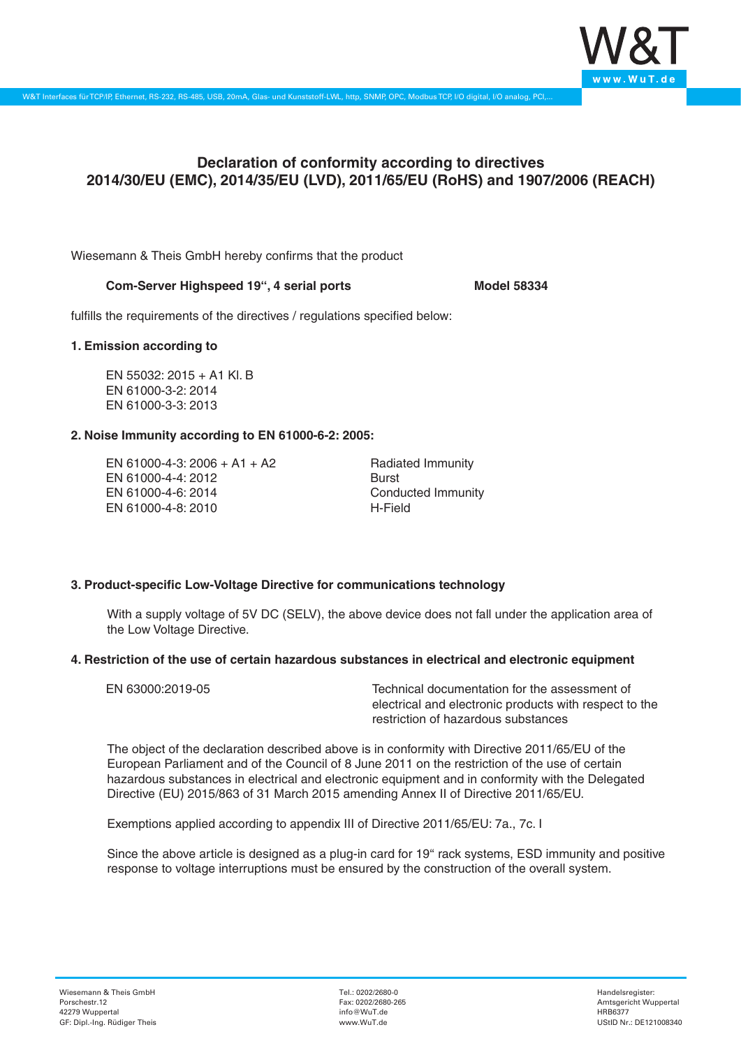# Declaration of conformity according to directives 2014/30/EU (EMC), 2014/35/EU (LVD), 2011/65/EU (RoHS) and 1907/2006 (REACH)

Wiesemann & Theis GmbH hereby confirms that the product

**Com-Server Highspeed 19", 4 serial ports** **Model 58334**

fulfills the requirements of the directives / regulations specified below:

**1. Emission according to**

EN 55032: 2015 + A1 Kl. B
EN 61000-3-2: 2014
EN 61000-3-3: 2013

**2. Noise Immunity according to EN 61000-6-2: 2005:**

| | |
|---|---|
| EN 61000-4-3: 2006 + A1 + A2 | Radiated Immunity |
| EN 61000-4-4: 2012 | Burst |
| EN 61000-4-6: 2014 | Conducted Immunity |
| EN 61000-4-8: 2010 | H-Field |

**3. Product-specific Low-Voltage Directive for communications technology**

With a supply voltage of 5V DC (SELV), the above device does not fall under the application area of the Low Voltage Directive.

**4. Restriction of the use of certain hazardous substances in electrical and electronic equipment**

| | |
|---|---|
| EN 63000:2019-05 | Technical documentation for the assessment of electrical and electronic products with respect to the restriction of hazardous substances |

The object of the declaration described above is in conformity with Directive 2011/65/EU of the European Parliament and of the Council of 8 June 2011 on the restriction of the use of certain hazardous substances in electrical and electronic equipment and in conformity with the Delegated Directive (EU) 2015/863 of 31 March 2015 amending Annex II of Directive 2011/65/EU.

Exemptions applied according to appendix III of Directive 2011/65/EU: 7a., 7c. I

Since the above article is designed as a plug-in card for 19" rack systems, ESD immunity and positive response to voltage interruptions must be ensured by the construction of the overall system.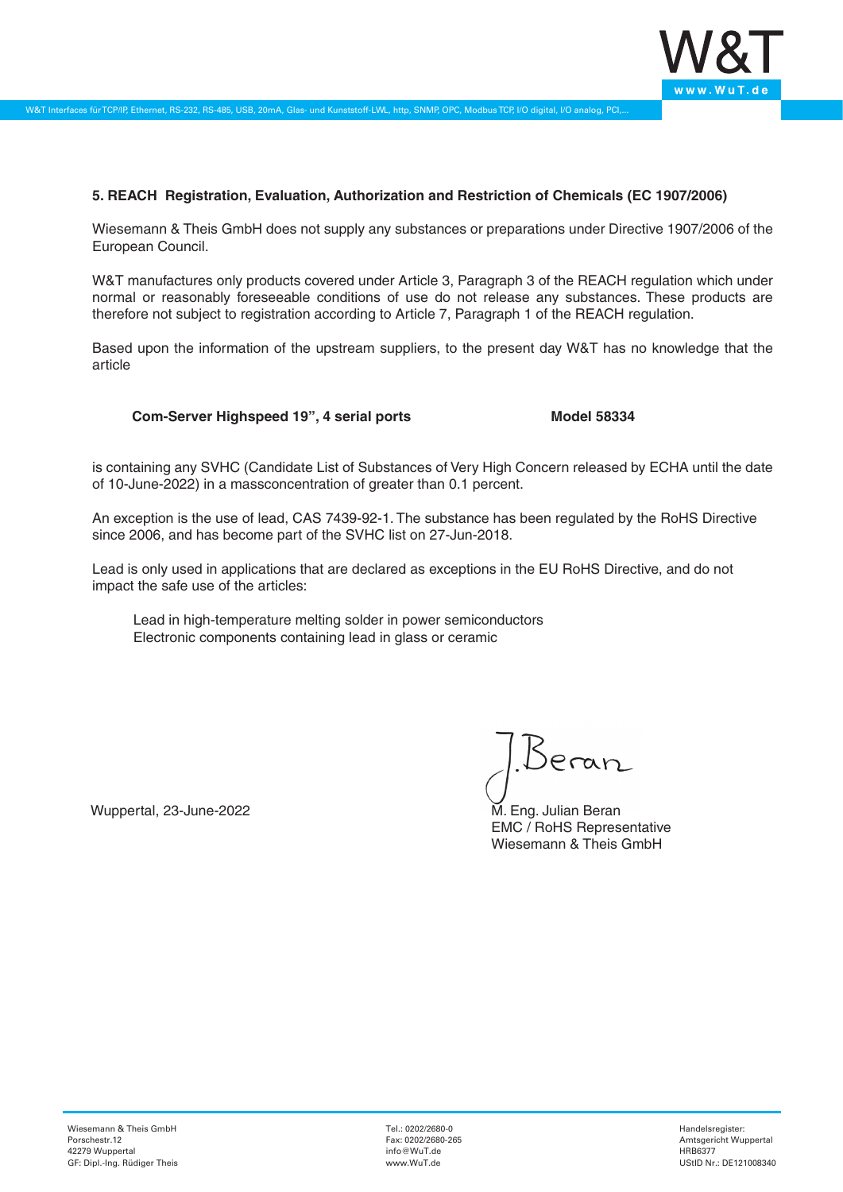## 5. REACH Registration, Evaluation, Authorization and Restriction of Chemicals (EC 1907/2006)

Wiesemann & Theis GmbH does not supply any substances or preparations under Directive 1907/2006 of the European Council.

W&T manufactures only products covered under Article 3, Paragraph 3 of the REACH regulation which under normal or reasonably foreseeable conditions of use do not release any substances. These products are therefore not subject to registration according to Article 7, Paragraph 1 of the REACH regulation.

Based upon the information of the upstream suppliers, to the present day W&T has no knowledge that the article

**Com-Server Highspeed 19", 4 serial ports** **Model 58334**

is containing any SVHC (Candidate List of Substances of Very High Concern released by ECHA until the date of 10-June-2022) in a massconcentration of greater than 0.1 percent.

An exception is the use of lead, CAS 7439-92-1. The substance has been regulated by the RoHS Directive since 2006, and has become part of the SVHC list on 27-Jun-2018.

Lead is only used in applications that are declared as exceptions in the EU RoHS Directive, and do not impact the safe use of the articles:

Lead in high-temperature melting solder in power semiconductors
Electronic components containing lead in glass or ceramic

Wuppertal, 23-June-2022

J. Beran

M. Eng. Julian Beran
EMC / RoHS Representative
Wiesemann & Theis GmbH